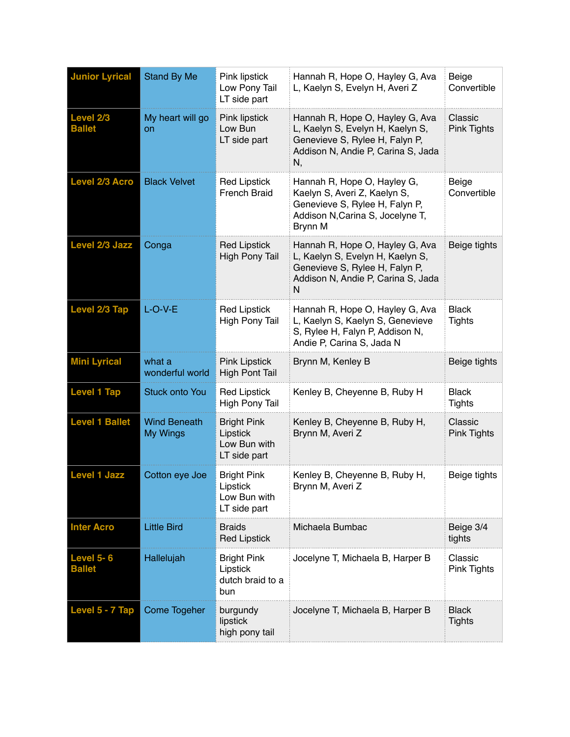| Junior Lyrical | Stand By Me | Pink lipstick<br>Low Pony Tail<br>LT side part | Hannah R, Hope O, Hayley G, Ava L, Kaelyn S, Evelyn H, Averi Z | Beige Convertible |
|---|---|---|---|---|
| Level 2/3 Ballet | My heart will go on | Pink lipstick<br>Low Bun<br>LT side part | Hannah R, Hope O, Hayley G, Ava L, Kaelyn S, Evelyn H, Kaelyn S, Genevieve S, Rylee H, Falyn P, Addison N, Andie P, Carina S, Jada N, | Classic Pink Tights |
| Level 2/3 Acro | Black Velvet | Red Lipstick<br>French Braid | Hannah R, Hope O, Hayley G, Kaelyn S, Averi Z, Kaelyn S, Genevieve S, Rylee H, Falyn P, Addison N,Carina S, Jocelyne T, Brynn M | Beige Convertible |
| Level 2/3 Jazz | Conga | Red Lipstick<br>High Pony Tail | Hannah R, Hope O, Hayley G, Ava L, Kaelyn S, Evelyn H, Kaelyn S, Genevieve S, Rylee H, Falyn P, Addison N, Andie P, Carina S, Jada N | Beige tights |
| Level 2/3 Tap | L-O-V-E | Red Lipstick<br>High Pony Tail | Hannah R, Hope O, Hayley G, Ava L, Kaelyn S, Kaelyn S, Genevieve S, Rylee H, Falyn P, Addison N, Andie P, Carina S, Jada N | Black Tights |
| Mini Lyrical | what a wonderful world | Pink Lipstick<br>High Pont Tail | Brynn M, Kenley B | Beige tights |
| Level 1 Tap | Stuck onto You | Red Lipstick<br>High Pony Tail | Kenley B, Cheyenne B, Ruby H | Black Tights |
| Level 1 Ballet | Wind Beneath My Wings | Bright Pink Lipstick<br>Low Bun with LT side part | Kenley B, Cheyenne B, Ruby H, Brynn M, Averi Z | Classic Pink Tights |
| Level 1 Jazz | Cotton eye Joe | Bright Pink Lipstick<br>Low Bun with LT side part | Kenley B, Cheyenne B, Ruby H, Brynn M, Averi Z | Beige tights |
| Inter Acro | Little Bird | Braids<br>Red Lipstick | Michaela Bumbac | Beige 3/4 tights |
| Level 5- 6 Ballet | Hallelujah | Bright Pink Lipstick<br>dutch braid to a bun | Jocelyne T, Michaela B, Harper B | Classic Pink Tights |
| Level 5 - 7 Tap | Come Togeher | burgundy lipstick<br>high pony tail | Jocelyne T, Michaela B, Harper B | Black Tights |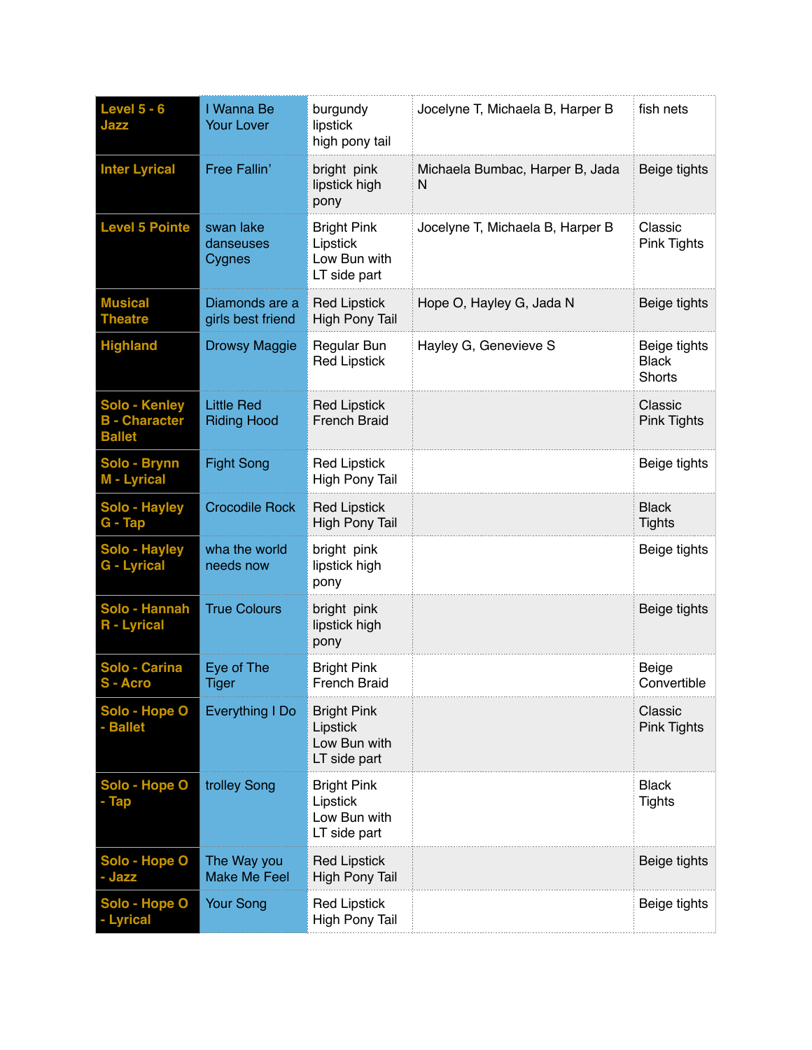| Level 5 - 6 Jazz | I Wanna Be Your Lover | burgundy lipstick high pony tail | Jocelyne T, Michaela B, Harper B | fish nets |
|---|---|---|---|---|
| Inter Lyrical | Free Fallin' | bright pink lipstick high pony | Michaela Bumbac, Harper B, Jada N | Beige tights |
| Level 5 Pointe | swan lake danseuses Cygnes | Bright Pink Lipstick Low Bun with LT side part | Jocelyne T, Michaela B, Harper B | Classic Pink Tights |
| Musical Theatre | Diamonds are a girls best friend | Red Lipstick High Pony Tail | Hope O, Hayley G, Jada N | Beige tights |
| Highland | Drowsy Maggie | Regular Bun Red Lipstick | Hayley G, Genevieve S | Beige tights Black Shorts |
| Solo - Kenley B - Character Ballet | Little Red Riding Hood | Red Lipstick French Braid | | Classic Pink Tights |
| Solo - Brynn M - Lyrical | Fight Song | Red Lipstick High Pony Tail | | Beige tights |
| Solo - Hayley G - Tap | Crocodile Rock | Red Lipstick High Pony Tail | | Black Tights |
| Solo - Hayley G - Lyrical | wha the world needs now | bright pink lipstick high pony | | Beige tights |
| Solo - Hannah R - Lyrical | True Colours | bright pink lipstick high pony | | Beige tights |
| Solo - Carina S - Acro | Eye of The Tiger | Bright Pink French Braid | | Beige Convertible |
| Solo - Hope O - Ballet | Everything I Do | Bright Pink Lipstick Low Bun with LT side part | | Classic Pink Tights |
| Solo - Hope O - Tap | trolley Song | Bright Pink Lipstick Low Bun with LT side part | | Black Tights |
| Solo - Hope O - Jazz | The Way you Make Me Feel | Red Lipstick High Pony Tail | | Beige tights |
| Solo - Hope O - Lyrical | Your Song | Red Lipstick High Pony Tail | | Beige tights |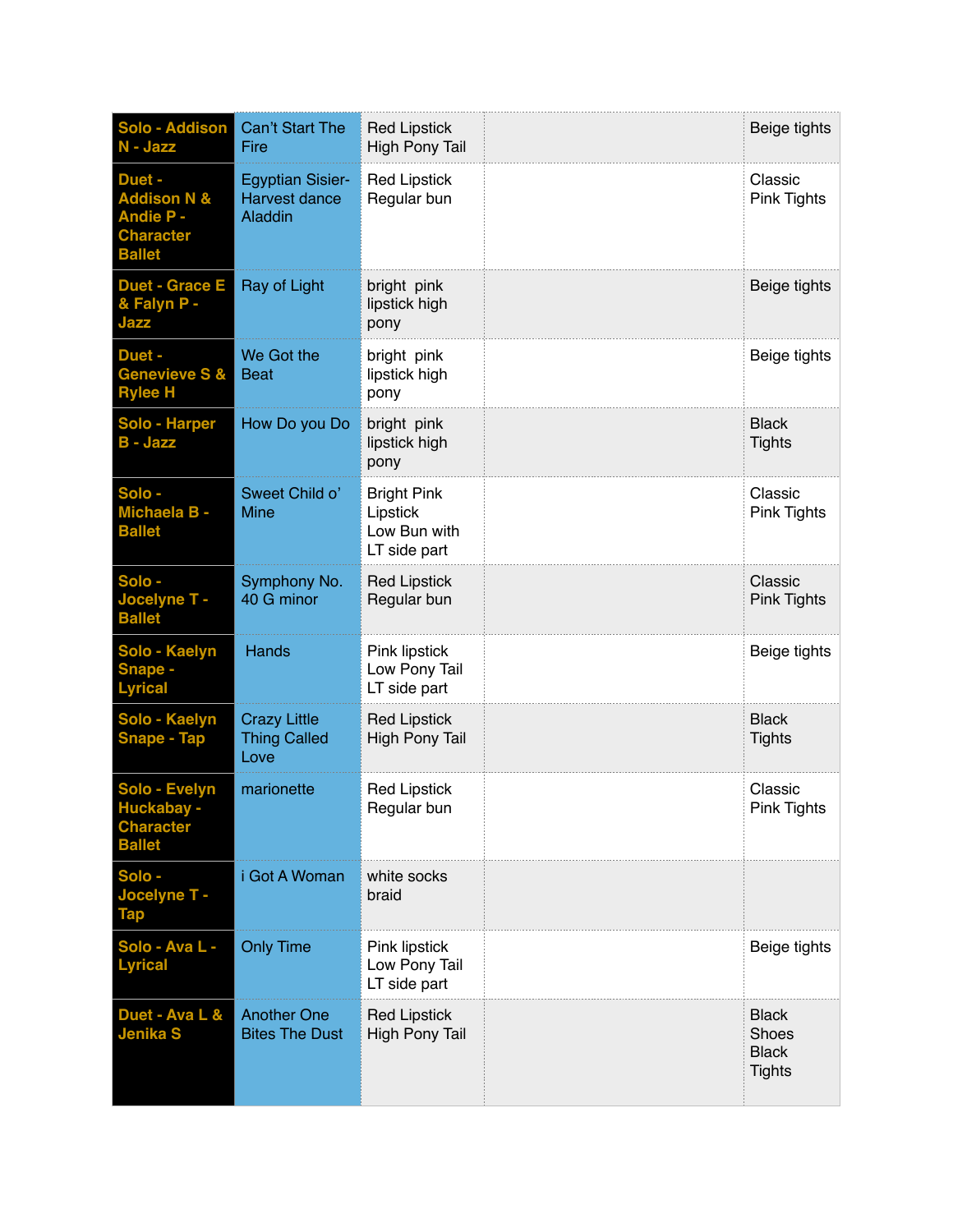| | | | | |
|---|---|---|---|---|
| Solo - Addison N - Jazz | Can't Start The Fire | Red Lipstick High Pony Tail | | Beige tights |
| Duet - Addison N & Andie P - Character Ballet | Egyptian Sisier- Harvest dance Aladdin | Red Lipstick Regular bun | | Classic Pink Tights |
| Duet - Grace E & Falyn P - Jazz | Ray of Light | bright pink lipstick high pony | | Beige tights |
| Duet - Genevieve S & Rylee H | We Got the Beat | bright pink lipstick high pony | | Beige tights |
| Solo - Harper B - Jazz | How Do you Do | bright pink lipstick high pony | | Black Tights |
| Solo - Michaela B - Ballet | Sweet Child o' Mine | Bright Pink Lipstick Low Bun with LT side part | | Classic Pink Tights |
| Solo - Jocelyne T - Ballet | Symphony No. 40 G minor | Red Lipstick Regular bun | | Classic Pink Tights |
| Solo - Kaelyn Snape - Lyrical | Hands | Pink lipstick Low Pony Tail LT side part | | Beige tights |
| Solo - Kaelyn Snape - Tap | Crazy Little Thing Called Love | Red Lipstick High Pony Tail | | Black Tights |
| Solo - Evelyn Huckabay - Character Ballet | marionette | Red Lipstick Regular bun | | Classic Pink Tights |
| Solo - Jocelyne T - Tap | i Got A Woman | white socks braid | | |
| Solo - Ava L - Lyrical | Only Time | Pink lipstick Low Pony Tail LT side part | | Beige tights |
| Duet - Ava L & Jenika S | Another One Bites The Dust | Red Lipstick High Pony Tail | | Black Shoes Black Tights |